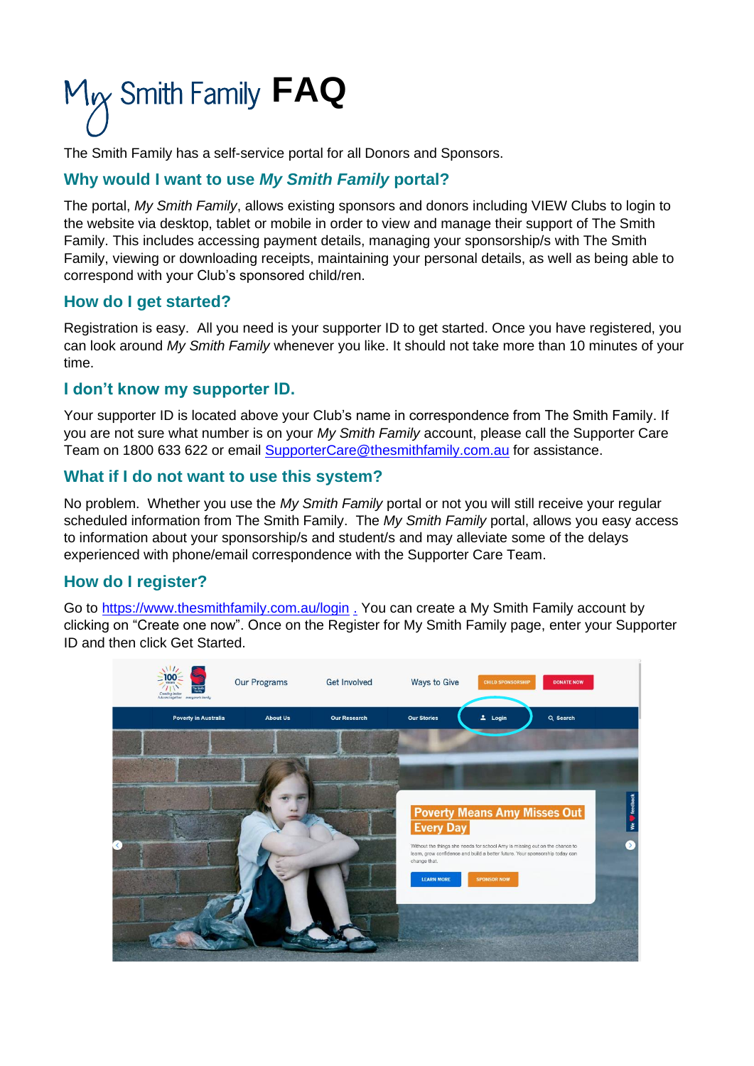# My Smith Family FAQ

The Smith Family has a self-service portal for all Donors and Sponsors.

## Why would I want to use *My Smith Family* portal?

The portal, *My Smith Family*, allows existing sponsors and donors including VIEW Clubs to login to the website via desktop, tablet or mobile in order to view and manage their support of The Smith Family. This includes accessing payment details, managing your sponsorship/s with The Smith Family, viewing or downloading receipts, maintaining your personal details, as well as being able to correspond with your Club's sponsored child/ren.

## How do I get started?

Registration is easy. All you need is your supporter ID to get started. Once you have registered, you can look around *My Smith Family* whenever you like. It should not take more than 10 minutes of your time.

## I don't know my supporter ID.

Your supporter ID is located above your Club's name in correspondence from The Smith Family. If you are not sure what number is on your *My Smith Family* account, please call the Supporter Care Team on 1800 633 622 or email [SupporterCare@thesmithfamily.com.au](mailto:SupporterCare@thesmithfamily.com.au) for assistance.

## What if I do not want to use this system?

No problem. Whether you use the *My Smith Family* portal or not you will still receive your regular scheduled information from The Smith Family. The *My Smith Family* portal, allows you easy access to information about your sponsorship/s and student/s and may alleviate some of the delays experienced with phone/email correspondence with the Supporter Care Team.

## How do I register?

Go to [https://www.thesmithfamily.com.au/login](https://www.thesmithfamily.com.au/login) . You can create a My Smith Family account by clicking on "Create one now". Once on the Register for My Smith Family page, enter your Supporter ID and then click Get Started.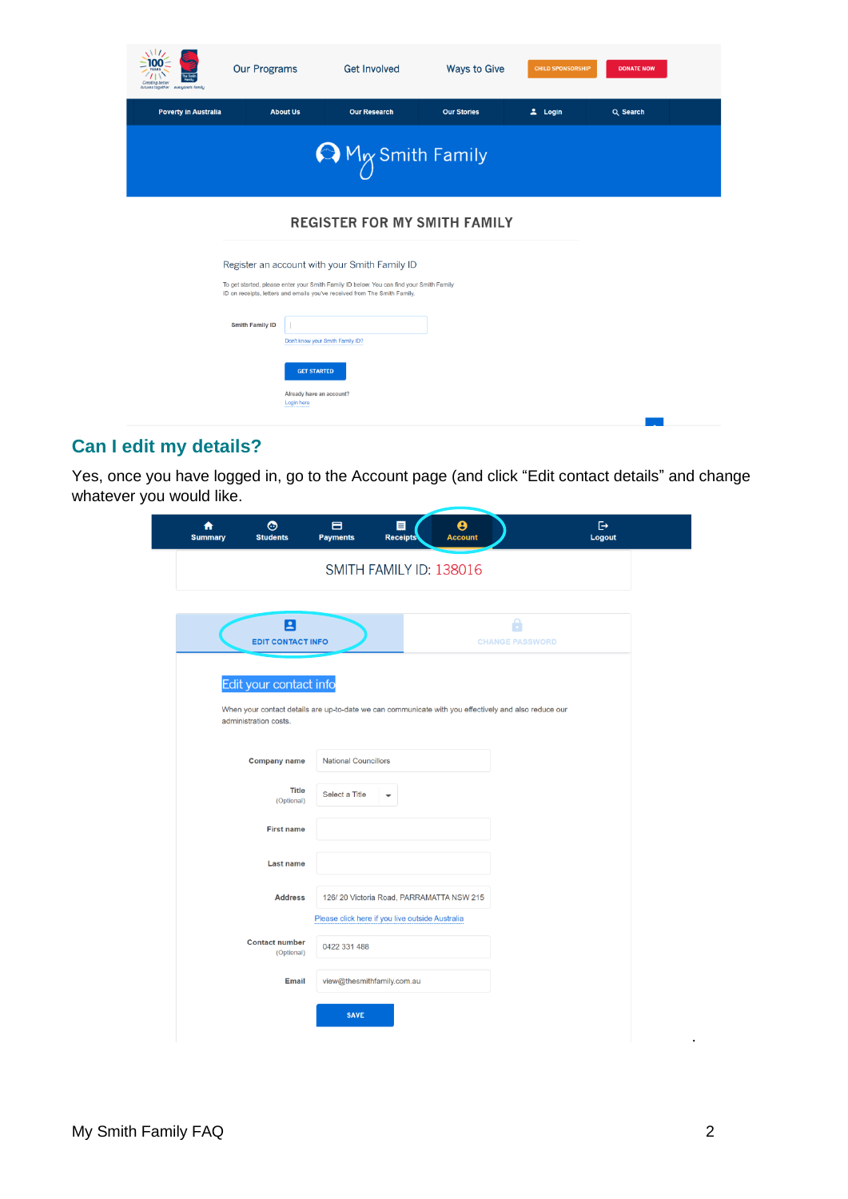## Can I edit my details?

Yes, once you have logged in, go to the Account page (and click “Edit contact details” and change whatever you would like.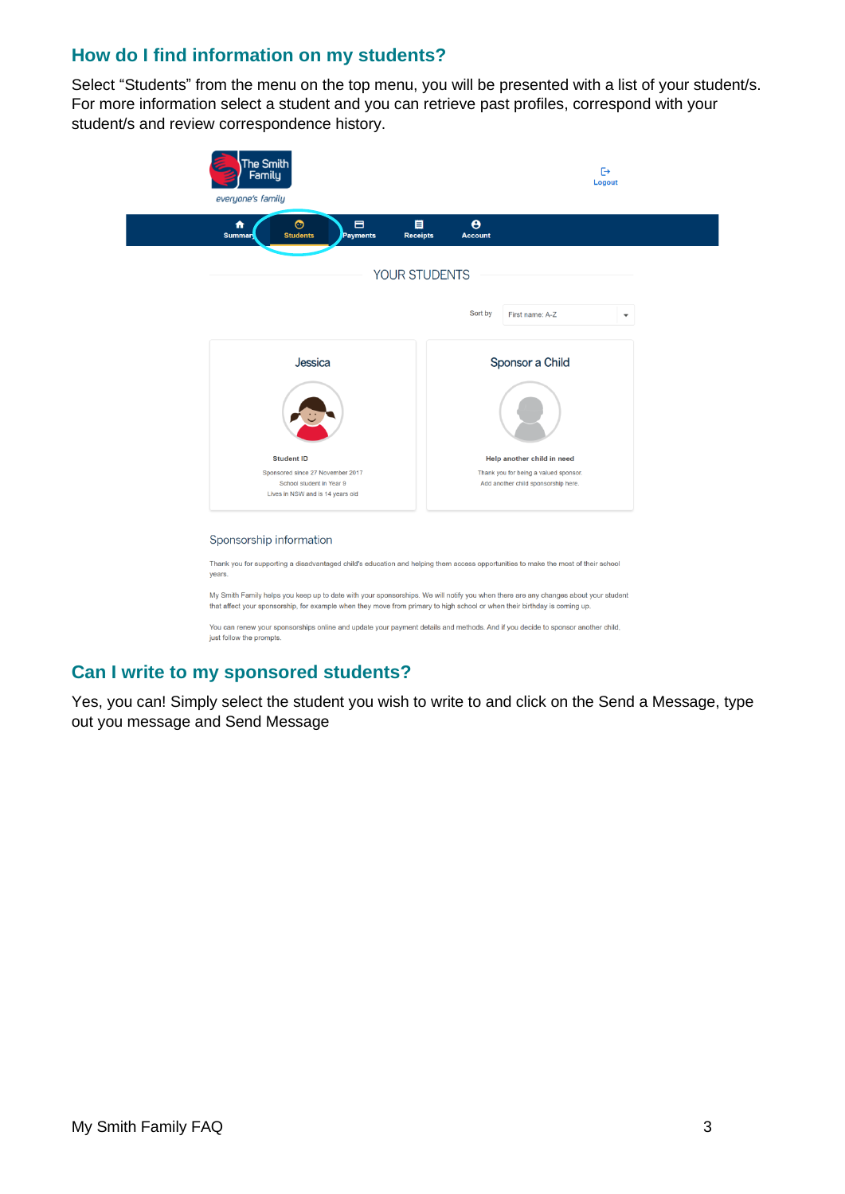## How do I find information on my students?

Select "Students" from the menu on the top menu, you will be presented with a list of your student/s. For more information select a student and you can retrieve past profiles, correspond with your student/s and review correspondence history.

## Can I write to my sponsored students?

Yes, you can! Simply select the student you wish to write to and click on the Send a Message, type out you message and Send Message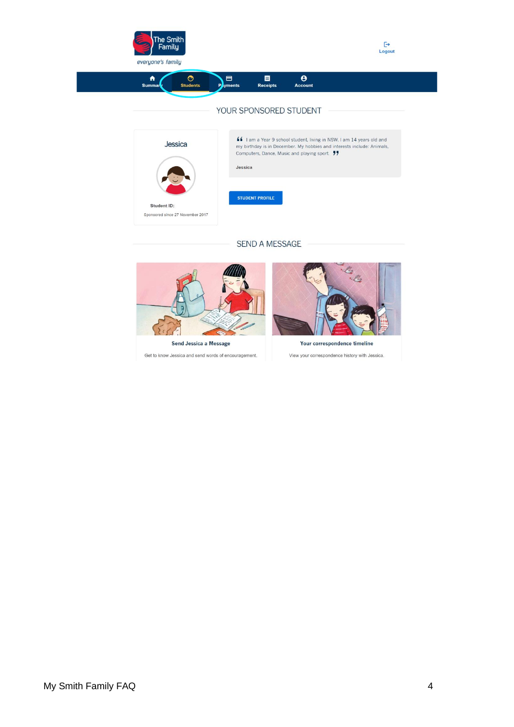The Smith Family

everyone's family

Logout

Summary | Students | Payments | Receipts | Account

## YOUR SPONSORED STUDENT

Jessica

Student ID:

Sponsored since 27 November 2017

"I am a Year 9 school student, living in NSW. I am 14 years old and my birthday is in December. My hobbies and interests include: Animals, Computers, Dance, Music and playing sport."

Jessica

STUDENT PROFILE

## SEND A MESSAGE

**Send Jessica a Message**

Get to know Jessica and send words of encouragement.

**Your correspondence timeline**

View your correspondence history with Jessica.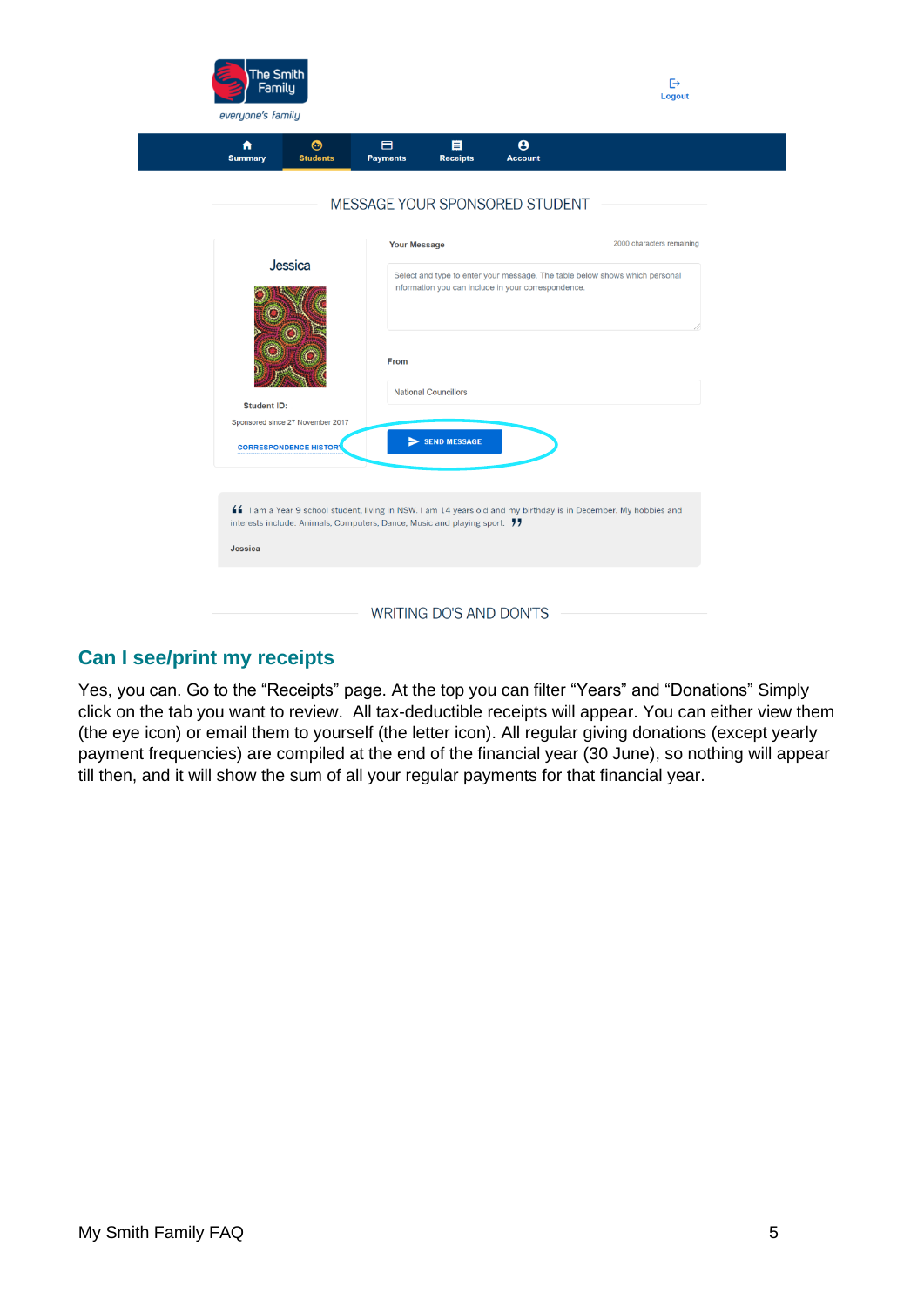## Can I see/print my receipts

Yes, you can. Go to the “Receipts” page. At the top you can filter “Years” and “Donations” Simply click on the tab you want to review. All tax-deductible receipts will appear. You can either view them (the eye icon) or email them to yourself (the letter icon). All regular giving donations (except yearly payment frequencies) are compiled at the end of the financial year (30 June), so nothing will appear till then, and it will show the sum of all your regular payments for that financial year.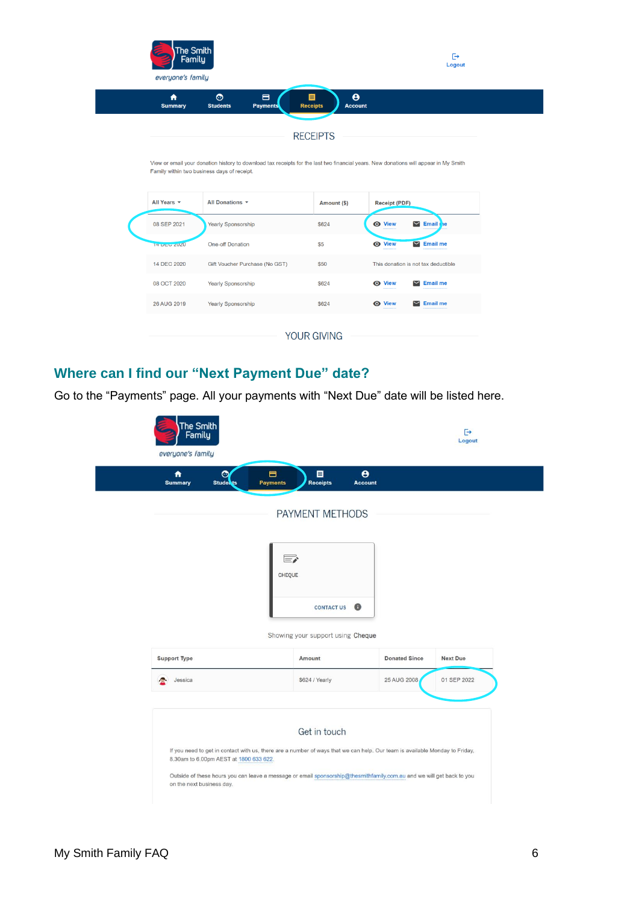The Smith Family

everyone's family

Logout

Summary | Students | Payments | Receipts | Account

RECEIPTS

View or email your donation history to download tax receipts for the last two financial years. New donations will appear in My Smith Family within two business days of receipt.

| All Years | All Donations | Amount ($) | Receipt (PDF) |
|---|---|---|---|
| 08 SEP 2021 | Yearly Sponsorship | $624 | View · Email me |
| 14 DEC 2020 | One-off Donation | $5 | View · Email me |
| 14 DEC 2020 | Gift Voucher Purchase (No GST) | $50 | This donation is not tax deductible |
| 08 OCT 2020 | Yearly Sponsorship | $624 | View · Email me |
| 26 AUG 2019 | Yearly Sponsorship | $624 | View · Email me |

YOUR GIVING

## Where can I find our "Next Payment Due" date?

Go to the "Payments" page. All your payments with "Next Due" date will be listed here.

The Smith Family

everyone's family

Logout

Summary | Students | Payments | Receipts | Account

PAYMENT METHODS

CHEQUE

CONTACT US

Showing your support using Cheque

| Support Type | Amount | Donated Since | Next Due |
|---|---|---|---|
| Jessica | $624 / Yearly | 25 AUG 2008 | 01 SEP 2022 |

Get in touch

If you need to get in contact with us, there are a number of ways that we can help. Our team is available Monday to Friday, 8.30am to 6.00pm AEST at 1800 633 622.

Outside of these hours you can leave a message or email sponsorship@thesmithfamily.com.au and we will get back to you on the next business day.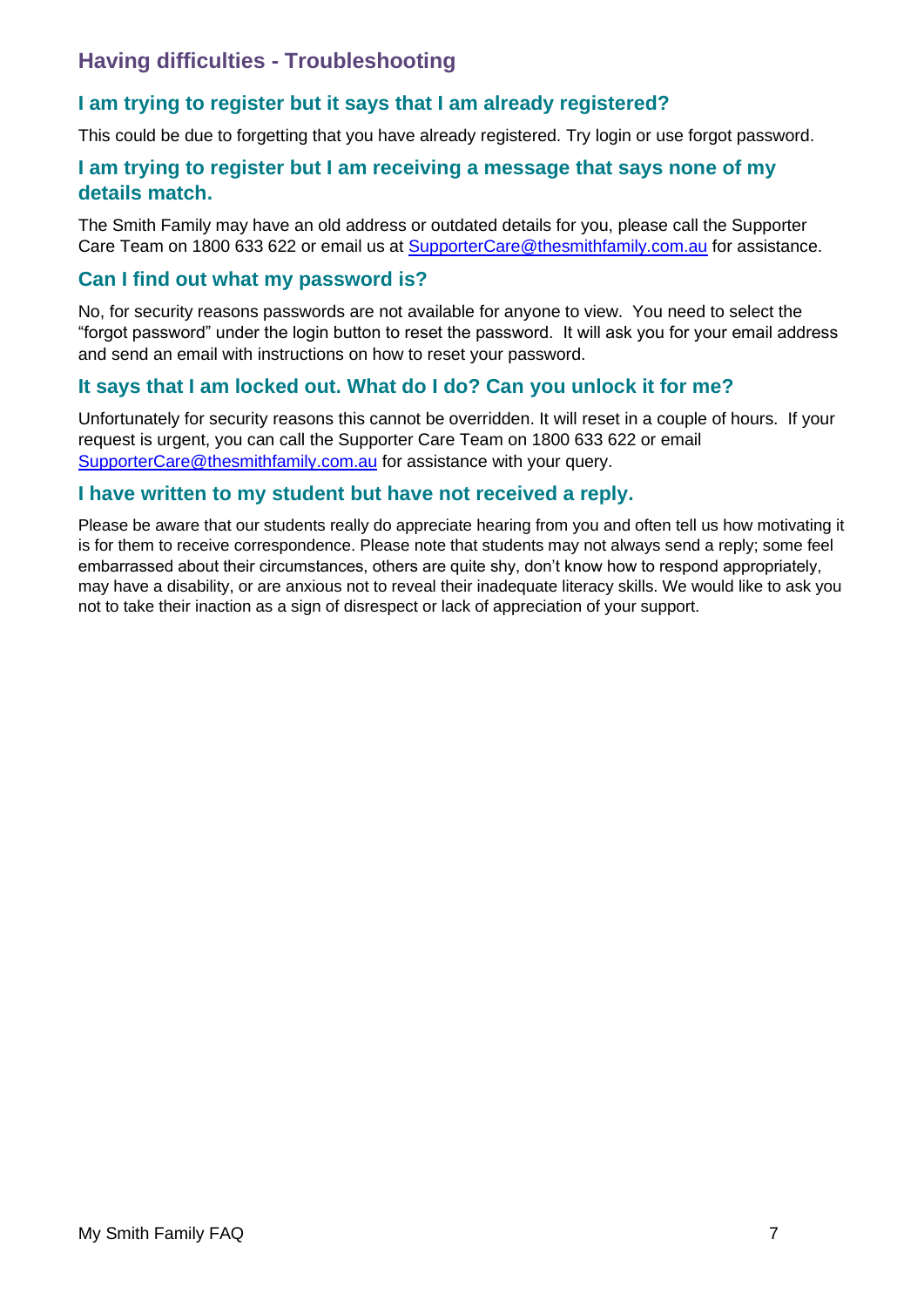## Having difficulties - Troubleshooting

### I am trying to register but it says that I am already registered?

This could be due to forgetting that you have already registered. Try login or use forgot password.

### I am trying to register but I am receiving a message that says none of my details match.

The Smith Family may have an old address or outdated details for you, please call the Supporter Care Team on 1800 633 622 or email us at SupporterCare@thesmithfamily.com.au for assistance.

### Can I find out what my password is?

No, for security reasons passwords are not available for anyone to view. You need to select the "forgot password" under the login button to reset the password. It will ask you for your email address and send an email with instructions on how to reset your password.

### It says that I am locked out. What do I do? Can you unlock it for me?

Unfortunately for security reasons this cannot be overridden. It will reset in a couple of hours. If your request is urgent, you can call the Supporter Care Team on 1800 633 622 or email SupporterCare@thesmithfamily.com.au for assistance with your query.

### I have written to my student but have not received a reply.

Please be aware that our students really do appreciate hearing from you and often tell us how motivating it is for them to receive correspondence. Please note that students may not always send a reply; some feel embarrassed about their circumstances, others are quite shy, don't know how to respond appropriately, may have a disability, or are anxious not to reveal their inadequate literacy skills. We would like to ask you not to take their inaction as a sign of disrespect or lack of appreciation of your support.